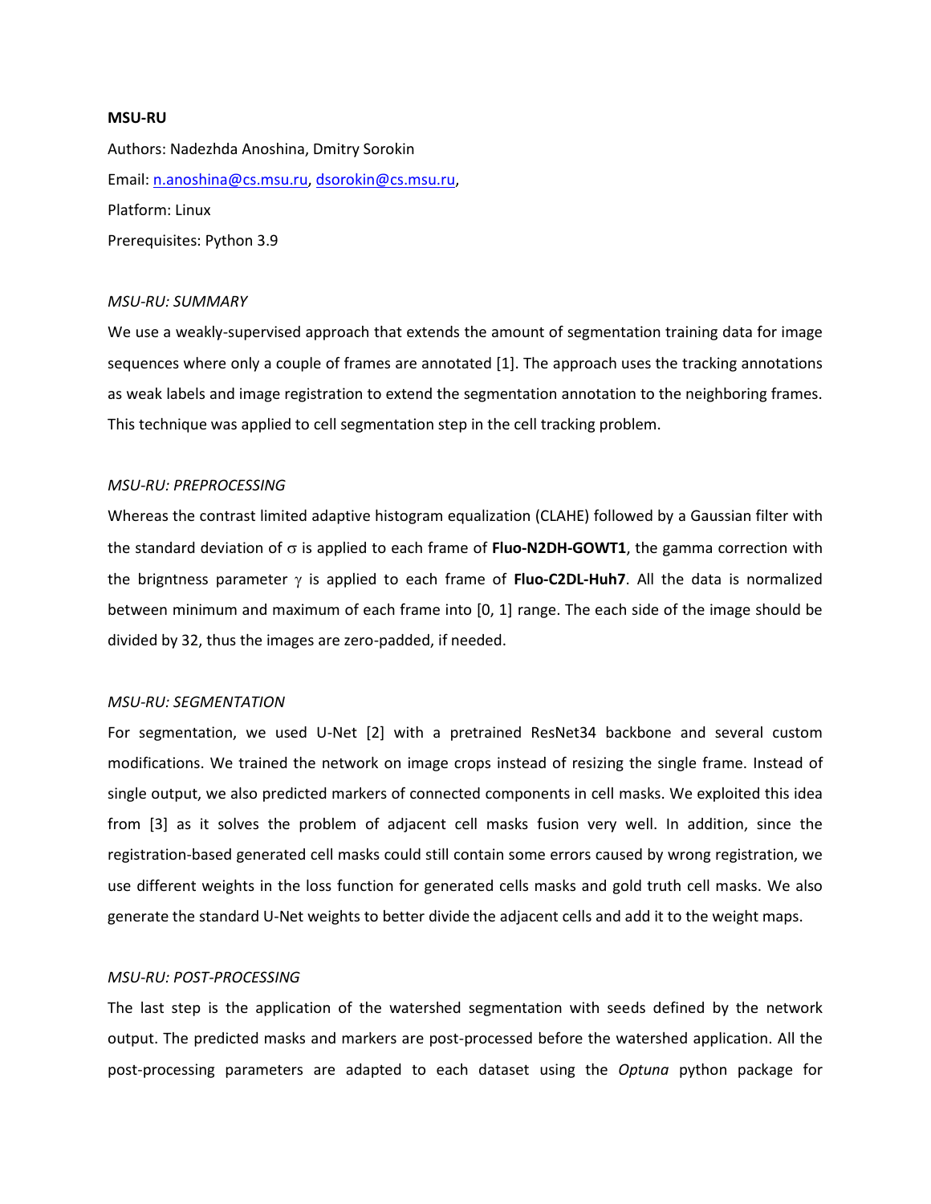**MSU-RU**

Authors: Nadezhda Anoshina, Dmitry Sorokin

Email: n.anoshina@cs.msu.ru, dsorokin@cs.msu.ru,

Platform: Linux

Prerequisites: Python 3.9

*MSU-RU: SUMMARY*

We use a weakly-supervised approach that extends the amount of segmentation training data for image sequences where only a couple of frames are annotated [1]. The approach uses the tracking annotations as weak labels and image registration to extend the segmentation annotation to the neighboring frames. This technique was applied to cell segmentation step in the cell tracking problem.

*MSU-RU: PREPROCESSING*

Whereas the contrast limited adaptive histogram equalization (CLAHE) followed by a Gaussian filter with the standard deviation of $\sigma$ is applied to each frame of **Fluo-N2DH-GOWT1**, the gamma correction with the brigntness parameter $\gamma$ is applied to each frame of **Fluo-C2DL-Huh7**. All the data is normalized between minimum and maximum of each frame into [0, 1] range. The each side of the image should be divided by 32, thus the images are zero-padded, if needed.

*MSU-RU: SEGMENTATION*

For segmentation, we used U-Net [2] with a pretrained ResNet34 backbone and several custom modifications. We trained the network on image crops instead of resizing the single frame. Instead of single output, we also predicted markers of connected components in cell masks. We exploited this idea from [3] as it solves the problem of adjacent cell masks fusion very well. In addition, since the registration-based generated cell masks could still contain some errors caused by wrong registration, we use different weights in the loss function for generated cells masks and gold truth cell masks. We also generate the standard U-Net weights to better divide the adjacent cells and add it to the weight maps.

*MSU-RU: POST-PROCESSING*

The last step is the application of the watershed segmentation with seeds defined by the network output. The predicted masks and markers are post-processed before the watershed application. All the post-processing parameters are adapted to each dataset using the *Optuna* python package for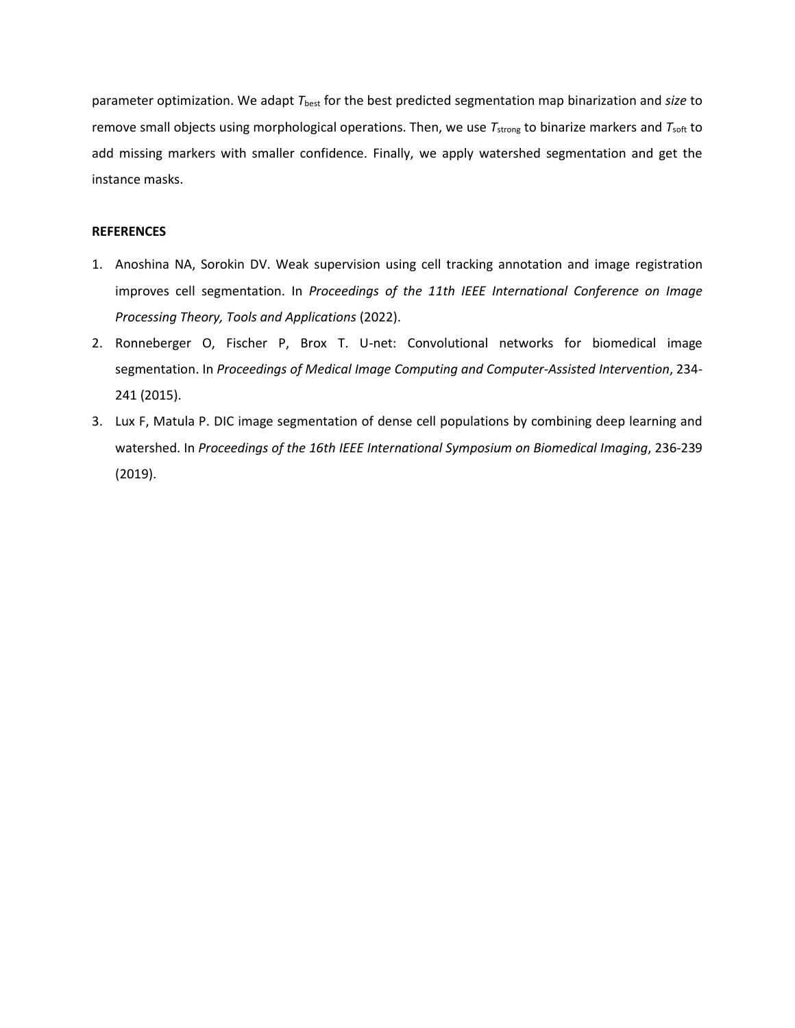parameter optimization. We adapt $T_{best}$ for the best predicted segmentation map binarization and *size* to remove small objects using morphological operations. Then, we use $T_{strong}$ to binarize markers and $T_{soft}$ to add missing markers with smaller confidence. Finally, we apply watershed segmentation and get the instance masks.

**REFERENCES**

1. Anoshina NA, Sorokin DV. Weak supervision using cell tracking annotation and image registration improves cell segmentation. In *Proceedings of the 11th IEEE International Conference on Image Processing Theory, Tools and Applications* (2022).
2. Ronneberger O, Fischer P, Brox T. U-net: Convolutional networks for biomedical image segmentation. In *Proceedings of Medical Image Computing and Computer-Assisted Intervention*, 234-241 (2015).
3. Lux F, Matula P. DIC image segmentation of dense cell populations by combining deep learning and watershed. In *Proceedings of the 16th IEEE International Symposium on Biomedical Imaging*, 236-239 (2019).